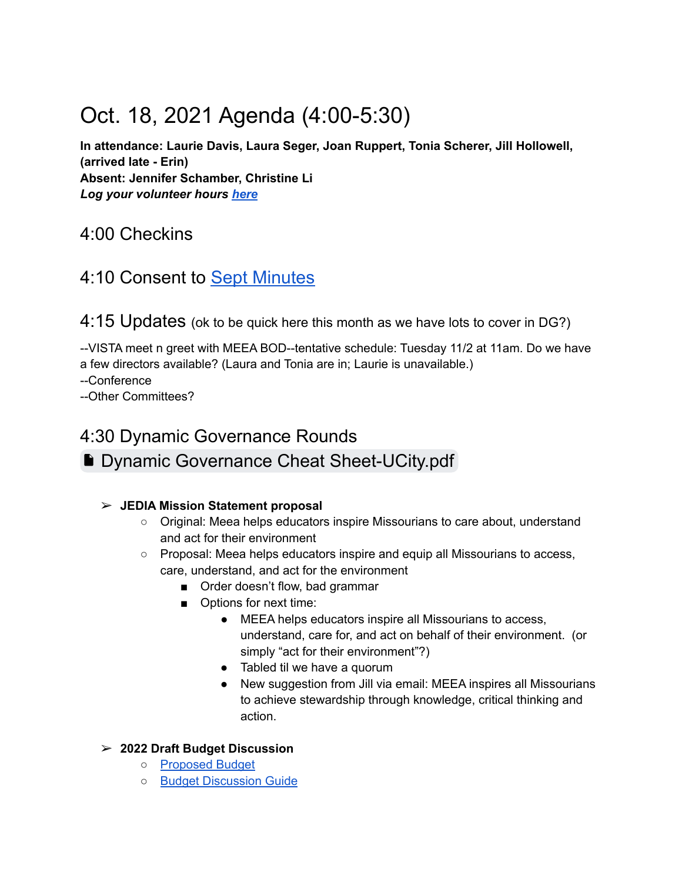# Oct. 18, 2021 Agenda (4:00-5:30)

**In attendance: Laurie Davis, Laura Seger, Joan Ruppert, Tonia Scherer, Jill Hollowell, (arrived late - Erin)**
**Absent: Jennifer Schamber, Christine Li**
***Log your volunteer hours here***

## 4:00 Checkins

## 4:10 Consent to Sept Minutes

## 4:15 Updates (ok to be quick here this month as we have lots to cover in DG?)

--VISTA meet n greet with MEEA BOD--tentative schedule: Tuesday 11/2 at 11am. Do we have a few directors available? (Laura and Tonia are in; Laurie is unavailable.)
--Conference
--Other Committees?

## 4:30 Dynamic Governance Rounds

Dynamic Governance Cheat Sheet-UCity.pdf

- **JEDIA Mission Statement proposal**
  - Original: Meea helps educators inspire Missourians to care about, understand and act for their environment
  - Proposal: Meea helps educators inspire and equip all Missourians to access, care, understand, and act for the environment
    - Order doesn't flow, bad grammar
    - Options for next time:
      - MEEA helps educators inspire all Missourians to access, understand, care for, and act on behalf of their environment. (or simply "act for their environment"?)
      - Tabled til we have a quorum
      - New suggestion from Jill via email: MEEA inspires all Missourians to achieve stewardship through knowledge, critical thinking and action.
- **2022 Draft Budget Discussion**
  - Proposed Budget
  - Budget Discussion Guide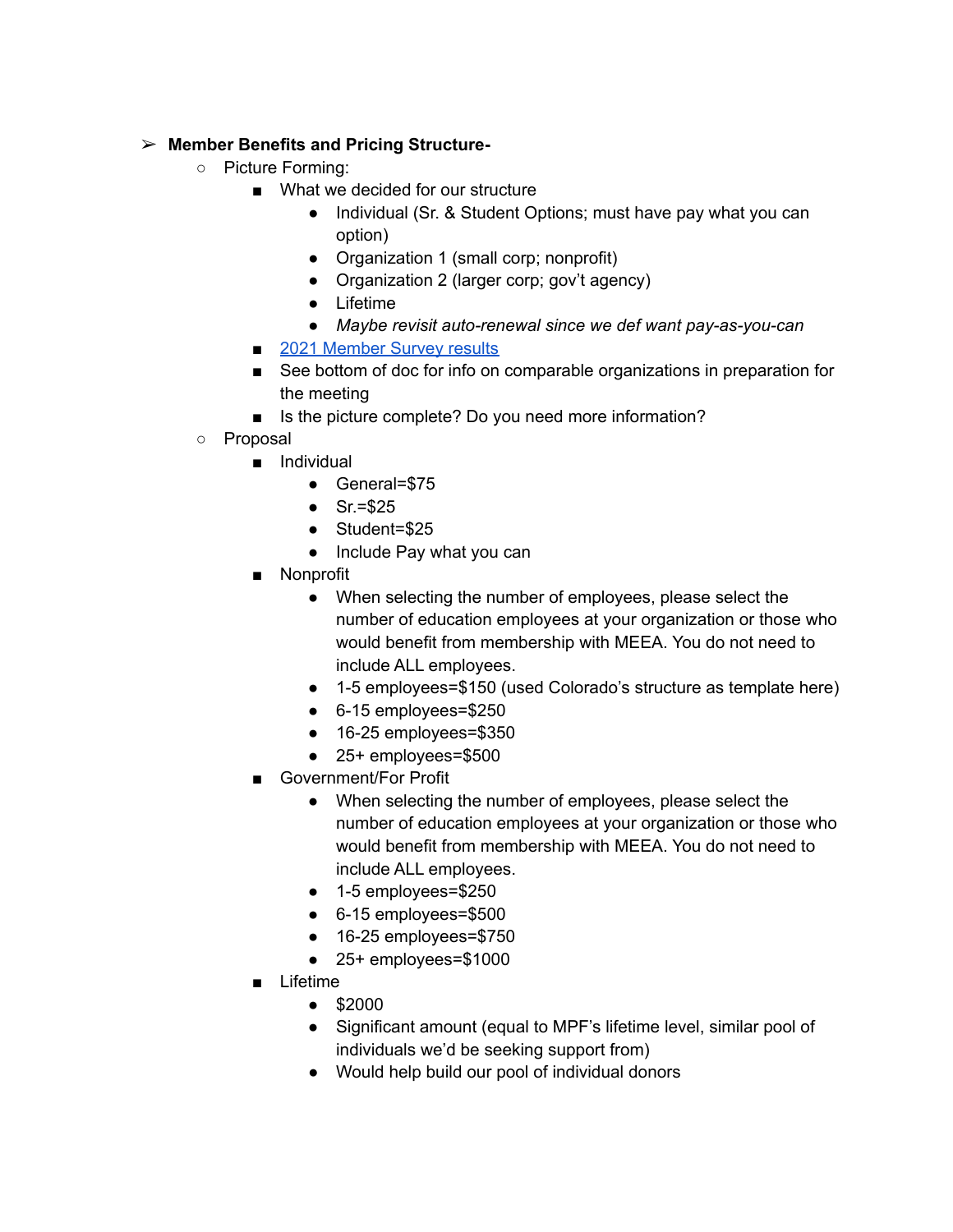- **Member Benefits and Pricing Structure-**
  - Picture Forming:
    - What we decided for our structure
      - Individual (Sr. & Student Options; must have pay what you can option)
      - Organization 1 (small corp; nonprofit)
      - Organization 2 (larger corp; gov't agency)
      - Lifetime
      - *Maybe revisit auto-renewal since we def want pay-as-you-can*
    - 2021 Member Survey results
    - See bottom of doc for info on comparable organizations in preparation for the meeting
    - Is the picture complete? Do you need more information?
  - Proposal
    - Individual
      - General=$75
      - Sr.=$25
      - Student=$25
      - Include Pay what you can
    - Nonprofit
      - When selecting the number of employees, please select the number of education employees at your organization or those who would benefit from membership with MEEA. You do not need to include ALL employees.
      - 1-5 employees=$150 (used Colorado's structure as template here)
      - 6-15 employees=$250
      - 16-25 employees=$350
      - 25+ employees=$500
    - Government/For Profit
      - When selecting the number of employees, please select the number of education employees at your organization or those who would benefit from membership with MEEA. You do not need to include ALL employees.
      - 1-5 employees=$250
      - 6-15 employees=$500
      - 16-25 employees=$750
      - 25+ employees=$1000
    - Lifetime
      - $2000
      - Significant amount (equal to MPF's lifetime level, similar pool of individuals we'd be seeking support from)
      - Would help build our pool of individual donors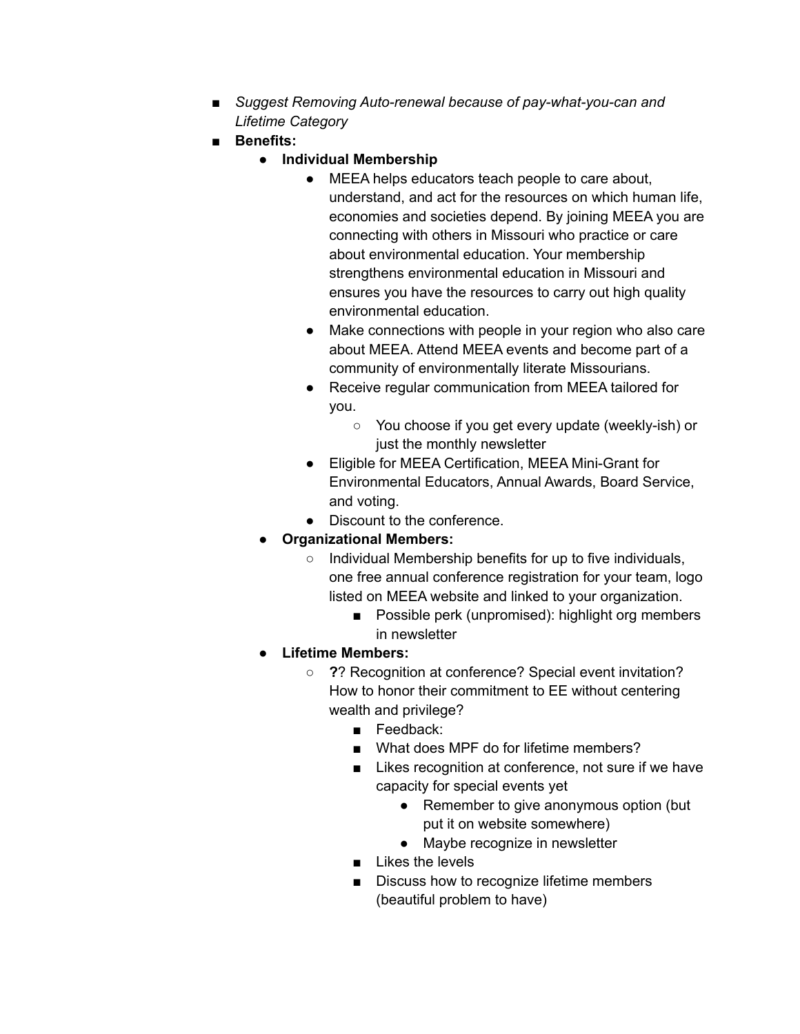- *Suggest Removing Auto-renewal because of pay-what-you-can and Lifetime Category*
- **Benefits:**
    - **Individual Membership**
        - MEEA helps educators teach people to care about, understand, and act for the resources on which human life, economies and societies depend. By joining MEEA you are connecting with others in Missouri who practice or care about environmental education. Your membership strengthens environmental education in Missouri and ensures you have the resources to carry out high quality environmental education.
        - Make connections with people in your region who also care about MEEA. Attend MEEA events and become part of a community of environmentally literate Missourians.
        - Receive regular communication from MEEA tailored for you.
            - You choose if you get every update (weekly-ish) or just the monthly newsletter
        - Eligible for MEEA Certification, MEEA Mini-Grant for Environmental Educators, Annual Awards, Board Service, and voting.
        - Discount to the conference.
    - **Organizational Members:**
        - Individual Membership benefits for up to five individuals, one free annual conference registration for your team, logo listed on MEEA website and linked to your organization.
            - Possible perk (unpromised): highlight org members in newsletter
    - **Lifetime Members:**
        - **?**? Recognition at conference? Special event invitation? How to honor their commitment to EE without centering wealth and privilege?
            - Feedback:
            - What does MPF do for lifetime members?
            - Likes recognition at conference, not sure if we have capacity for special events yet
                - Remember to give anonymous option (but put it on website somewhere)
                - Maybe recognize in newsletter
            - Likes the levels
            - Discuss how to recognize lifetime members (beautiful problem to have)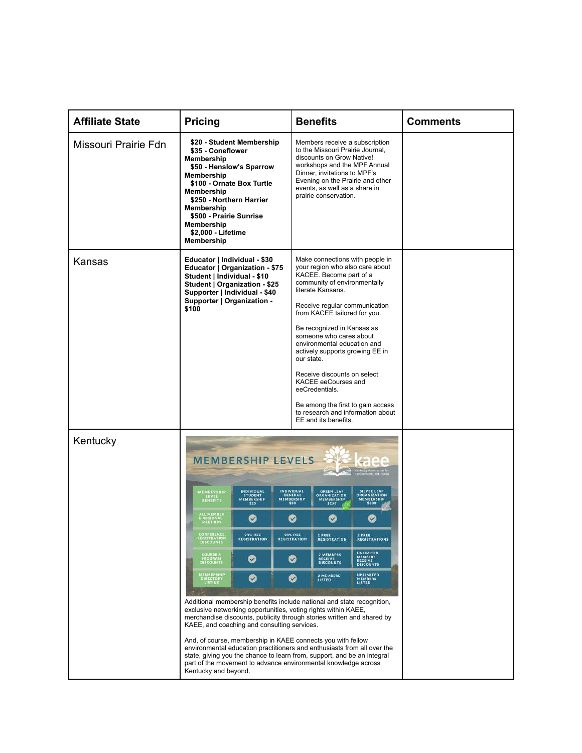| Affiliate State | Pricing | Benefits | Comments |
|---|---|---|---|
| Missouri Prairie Fdn | **$20 - Student Membership**<br>**$35 - Coneflower Membership**<br>**$50 - Henslow's Sparrow Membership**<br>**$100 - Ornate Box Turtle Membership**<br>**$250 - Northern Harrier Membership**<br>**$500 - Prairie Sunrise Membership**<br>**$2,000 - Lifetime Membership** | Members receive a subscription to the Missouri Prairie Journal, discounts on Grow Native! workshops and the MPF Annual Dinner, invitations to MPF's Evening on the Prairie and other events, as well as a share in prairie conservation. | |
| Kansas | **Educator \| Individual - $30**<br>**Educator \| Organization - $75**<br>**Student \| Individual - $10**<br>**Student \| Organization - $25**<br>**Supporter \| Individual - $40**<br>**Supporter \| Organization - $100** | Make connections with people in your region who also care about KACEE. Become part of a community of environmentally literate Kansans.<br><br>Receive regular communication from KACEE tailored for you.<br><br>Be recognized in Kansas as someone who cares about environmental education and actively supports growing EE in our state.<br><br>Receive discounts on select KACEE eeCourses and eeCredentials.<br><br>Be among the first to gain access to research and information about EE and its benefits. | |
| Kentucky | **MEMBERSHIP LEVELS** — kaee (Kentucky Association for Environmental Education)<br><br>Membership Level Benefits: Individual Student Membership $25 / Individual General Membership $50 / Green Leaf Organization Membership $250 / Silver Leaf Organization Membership $500<br>All Member & Regional Meet Ups: ✓ / ✓ / ✓ / ✓<br>Conference Registration Discounts: 20% off registration / 20% off registration / 1 free registration / 2 free registrations<br>Course & Program Discounts: ✓ / ✓ / 2 members receive discounts / Unlimited members receive discounts<br>Membership Directory Listing: ✓ / ✓ / 2 members listed / Unlimited members listed<br><br>Additional membership benefits include national and state recognition, exclusive networking opportunities, voting rights within KAEE, merchandise discounts, publicity through stories written and shared by KAEE, and coaching and consulting services.<br><br>And, of course, membership in KAEE connects you with fellow environmental education practitioners and enthusiasts from all over the state, giving you the chance to learn from, support, and be an integral part of the movement to advance environmental knowledge across Kentucky and beyond. | | |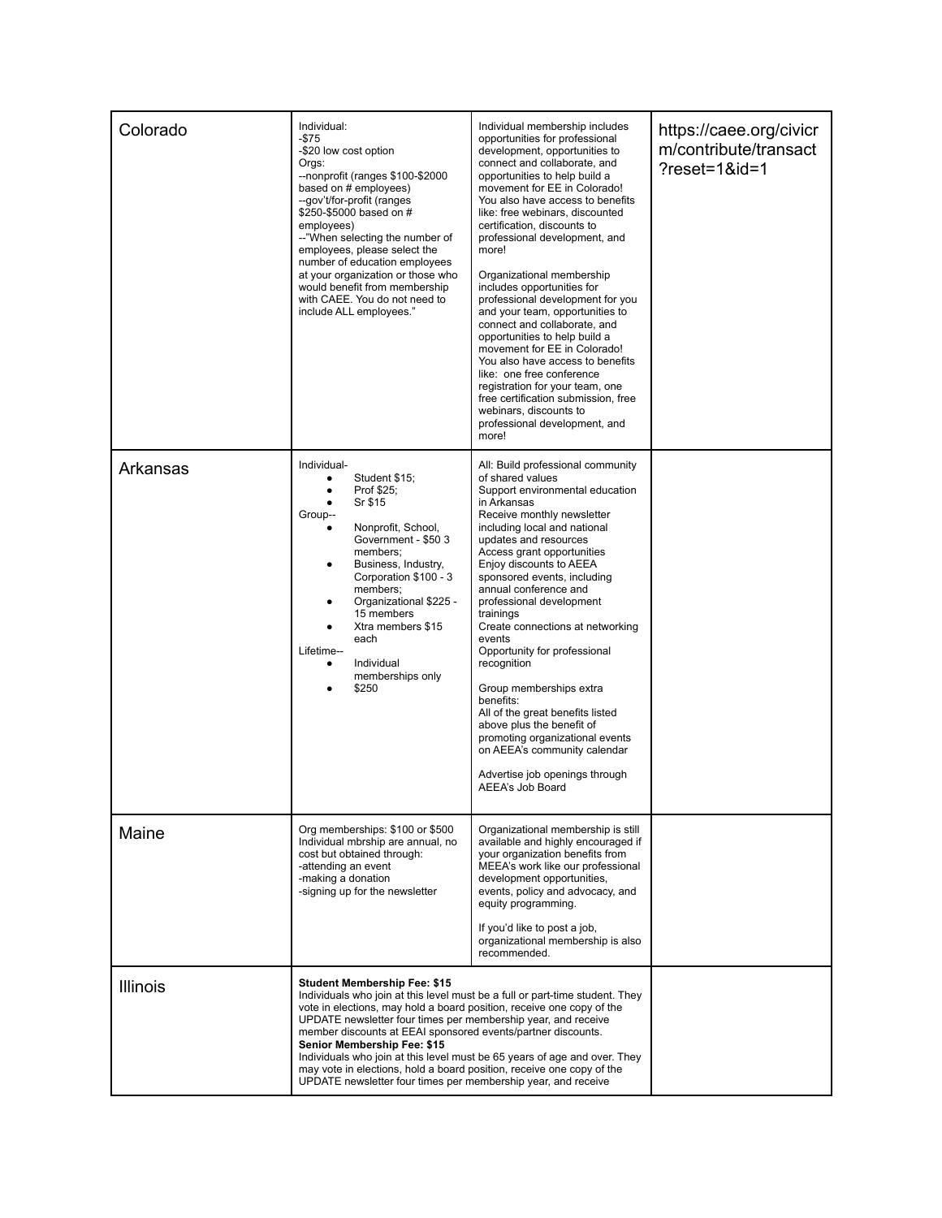| Colorado | Individual:<br>-$75<br>-$20 low cost option<br>Orgs:<br>--nonprofit (ranges $100-$2000 based on # employees)<br>--gov't/for-profit (ranges $250-$5000 based on # employees)<br>--"When selecting the number of employees, please select the number of education employees at your organization or those who would benefit from membership with CAEE. You do not need to include ALL employees." | Individual membership includes opportunities for professional development, opportunities to connect and collaborate, and opportunities to help build a movement for EE in Colorado! You also have access to benefits like: free webinars, discounted certification, discounts to professional development, and more!<br><br>Organizational membership includes opportunities for professional development for you and your team, opportunities to connect and collaborate, and opportunities to help build a movement for EE in Colorado! You also have access to benefits like: one free conference registration for your team, one free certification submission, free webinars, discounts to professional development, and more! | https://caee.org/civicrm/contribute/transact?reset=1&id=1 |
|---|---|---|---|
| Arkansas | Individual-<br>• Student $15;<br>• Prof $25;<br>• Sr $15<br>Group--<br>• Nonprofit, School, Government - $50 3 members;<br>• Business, Industry, Corporation $100 - 3 members;<br>• Organizational $225 - 15 members<br>• Xtra members $15 each<br>Lifetime--<br>• Individual memberships only<br>• $250 | All: Build professional community of shared values<br>Support environmental education in Arkansas<br>Receive monthly newsletter including local and national updates and resources<br>Access grant opportunities<br>Enjoy discounts to AEEA sponsored events, including annual conference and professional development trainings<br>Create connections at networking events<br>Opportunity for professional recognition<br><br>Group memberships extra benefits:<br>All of the great benefits listed above plus the benefit of promoting organizational events on AEEA's community calendar<br><br>Advertise job openings through AEEA's Job Board | |
| Maine | Org memberships: $100 or $500<br>Individual mbrship are annual, no cost but obtained through:<br>-attending an event<br>-making a donation<br>-signing up for the newsletter | Organizational membership is still available and highly encouraged if your organization benefits from MEEA's work like our professional development opportunities, events, policy and advocacy, and equity programming.<br><br>If you'd like to post a job, organizational membership is also recommended. | |
| Illinois | **Student Membership Fee: $15**<br>Individuals who join at this level must be a full or part-time student. They vote in elections, may hold a board position, receive one copy of the UPDATE newsletter four times per membership year, and receive member discounts at EEAI sponsored events/partner discounts.<br>**Senior Membership Fee: $15**<br>Individuals who join at this level must be 65 years of age and over. They may vote in elections, hold a board position, receive one copy of the UPDATE newsletter four times per membership year, and receive | | |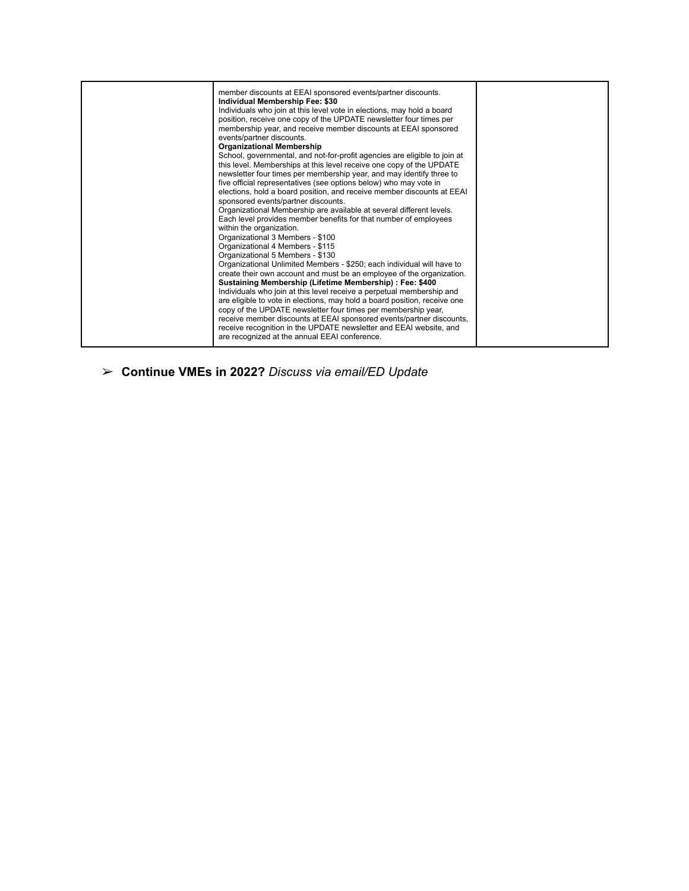| | | |
|---|---|---|
| | member discounts at EEAI sponsored events/partner discounts.<br>**Individual Membership Fee: $30**<br>Individuals who join at this level vote in elections, may hold a board position, receive one copy of the UPDATE newsletter four times per membership year, and receive member discounts at EEAI sponsored events/partner discounts.<br>**Organizational Membership**<br>School, governmental, and not-for-profit agencies are eligible to join at this level. Memberships at this level receive one copy of the UPDATE newsletter four times per membership year, and may identify three to five official representatives (see options below) who may vote in elections, hold a board position, and receive member discounts at EEAI sponsored events/partner discounts.<br>Organizational Membership are available at several different levels. Each level provides member benefits for that number of employees within the organization.<br>Organizational 3 Members - $100<br>Organizational 4 Members - $115<br>Organizational 5 Members - $130<br>Organizational Unlimited Members - $250; each individual will have to create their own account and must be an employee of the organization.<br>**Sustaining Membership (Lifetime Membership) : Fee: $400**<br>Individuals who join at this level receive a perpetual membership and are eligible to vote in elections, may hold a board position, receive one copy of the UPDATE newsletter four times per membership year, receive member discounts at EEAI sponsored events/partner discounts, receive recognition in the UPDATE newsletter and EEAI website, and are recognized at the annual EEAI conference. | |

- **Continue VMEs in 2022?** *Discuss via email/ED Update*